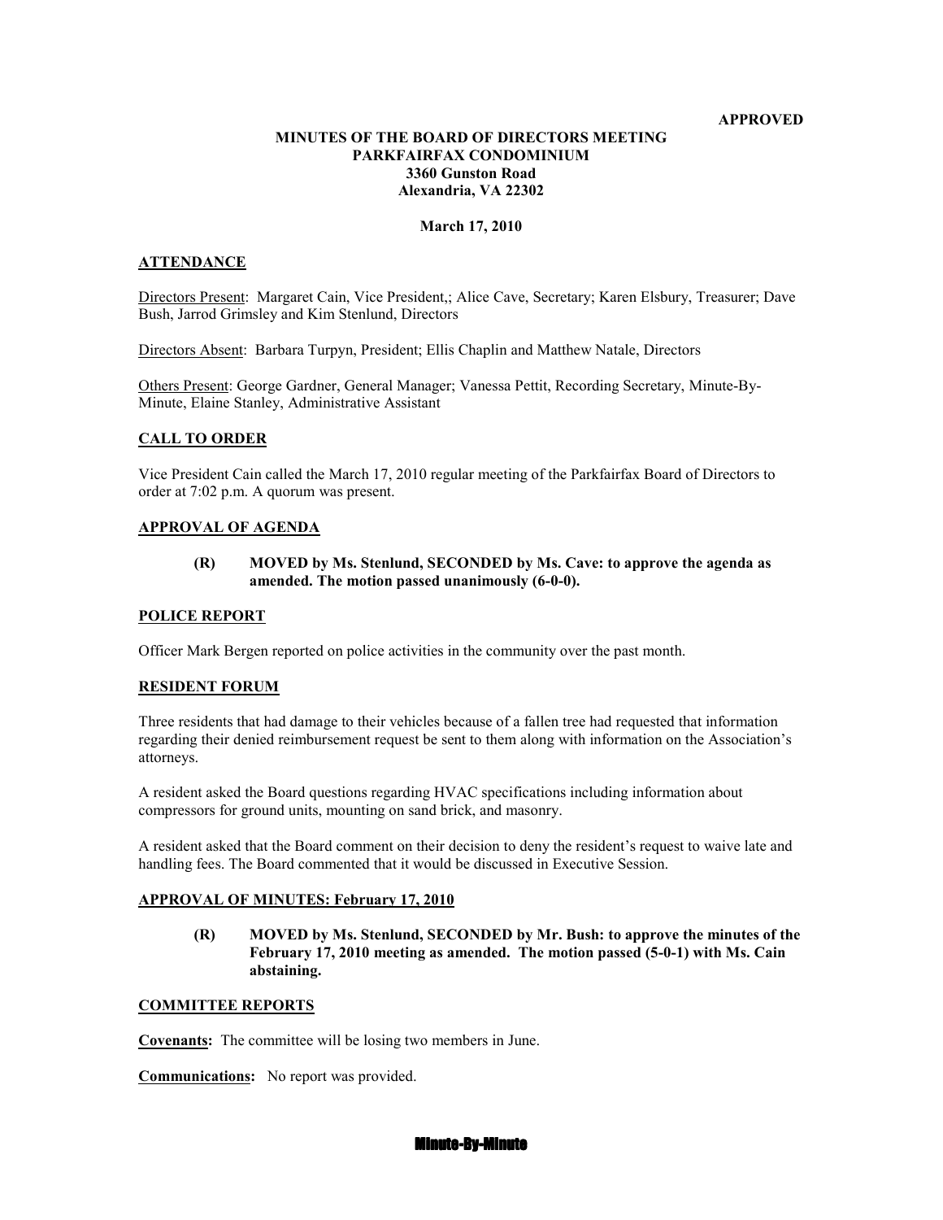**APPROVED**

# MINUTES OF THE BOARD OF DIRECTORS MEETING
# PARKFAIRFAX CONDOMINIUM
**3360 Gunston Road**
**Alexandria, VA 22302**

**March 17, 2010**

## ATTENDANCE

Directors Present: Margaret Cain, Vice President,; Alice Cave, Secretary; Karen Elsbury, Treasurer; Dave Bush, Jarrod Grimsley and Kim Stenlund, Directors

Directors Absent: Barbara Turpyn, President; Ellis Chaplin and Matthew Natale, Directors

Others Present: George Gardner, General Manager; Vanessa Pettit, Recording Secretary, Minute-By-Minute, Elaine Stanley, Administrative Assistant

## CALL TO ORDER

Vice President Cain called the March 17, 2010 regular meeting of the Parkfairfax Board of Directors to order at 7:02 p.m. A quorum was present.

## APPROVAL OF AGENDA

**(R) MOVED by Ms. Stenlund, SECONDED by Ms. Cave: to approve the agenda as amended. The motion passed unanimously (6-0-0).**

## POLICE REPORT

Officer Mark Bergen reported on police activities in the community over the past month.

## RESIDENT FORUM

Three residents that had damage to their vehicles because of a fallen tree had requested that information regarding their denied reimbursement request be sent to them along with information on the Association's attorneys.

A resident asked the Board questions regarding HVAC specifications including information about compressors for ground units, mounting on sand brick, and masonry.

A resident asked that the Board comment on their decision to deny the resident's request to waive late and handling fees. The Board commented that it would be discussed in Executive Session.

## APPROVAL OF MINUTES: February 17, 2010

**(R) MOVED by Ms. Stenlund, SECONDED by Mr. Bush: to approve the minutes of the February 17, 2010 meeting as amended. The motion passed (5-0-1) with Ms. Cain abstaining.**

## COMMITTEE REPORTS

**Covenants:** The committee will be losing two members in June.

**Communications:** No report was provided.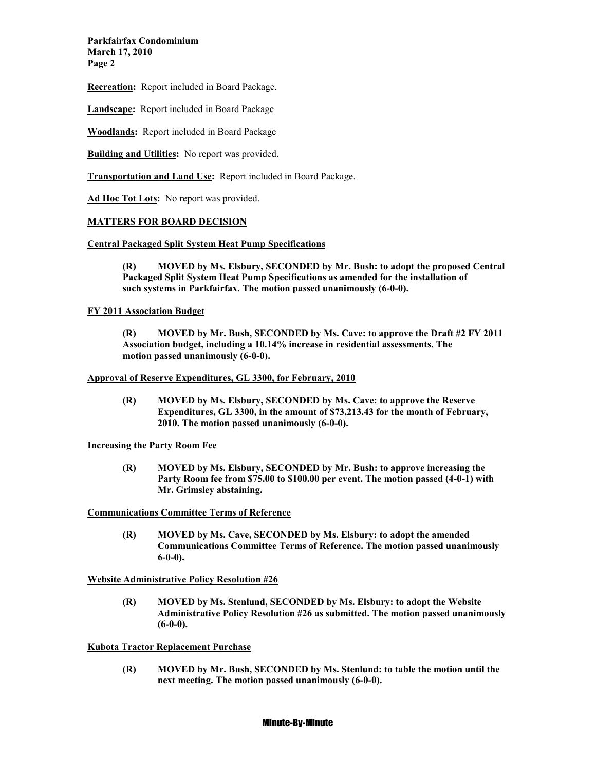**Recreation:** Report included in Board Package.

**Landscape:** Report included in Board Package

**Woodlands:** Report included in Board Package

**Building and Utilities:** No report was provided.

**Transportation and Land Use:** Report included in Board Package.

**Ad Hoc Tot Lots:** No report was provided.

## MATTERS FOR BOARD DECISION

### Central Packaged Split System Heat Pump Specifications

> **(R) MOVED by Ms. Elsbury, SECONDED by Mr. Bush: to adopt the proposed Central Packaged Split System Heat Pump Specifications as amended for the installation of such systems in Parkfairfax. The motion passed unanimously (6-0-0).**

### FY 2011 Association Budget

> **(R) MOVED by Mr. Bush, SECONDED by Ms. Cave: to approve the Draft #2 FY 2011 Association budget, including a 10.14% increase in residential assessments. The motion passed unanimously (6-0-0).**

### Approval of Reserve Expenditures, GL 3300, for February, 2010

> **(R) MOVED by Ms. Elsbury, SECONDED by Ms. Cave: to approve the Reserve Expenditures, GL 3300, in the amount of $73,213.43 for the month of February, 2010. The motion passed unanimously (6-0-0).**

### Increasing the Party Room Fee

> **(R) MOVED by Ms. Elsbury, SECONDED by Mr. Bush: to approve increasing the Party Room fee from $75.00 to $100.00 per event. The motion passed (4-0-1) with Mr. Grimsley abstaining.**

### Communications Committee Terms of Reference

> **(R) MOVED by Ms. Cave, SECONDED by Ms. Elsbury: to adopt the amended Communications Committee Terms of Reference. The motion passed unanimously 6-0-0).**

### Website Administrative Policy Resolution #26

> **(R) MOVED by Ms. Stenlund, SECONDED by Ms. Elsbury: to adopt the Website Administrative Policy Resolution #26 as submitted. The motion passed unanimously (6-0-0).**

### Kubota Tractor Replacement Purchase

> **(R) MOVED by Mr. Bush, SECONDED by Ms. Stenlund: to table the motion until the next meeting. The motion passed unanimously (6-0-0).**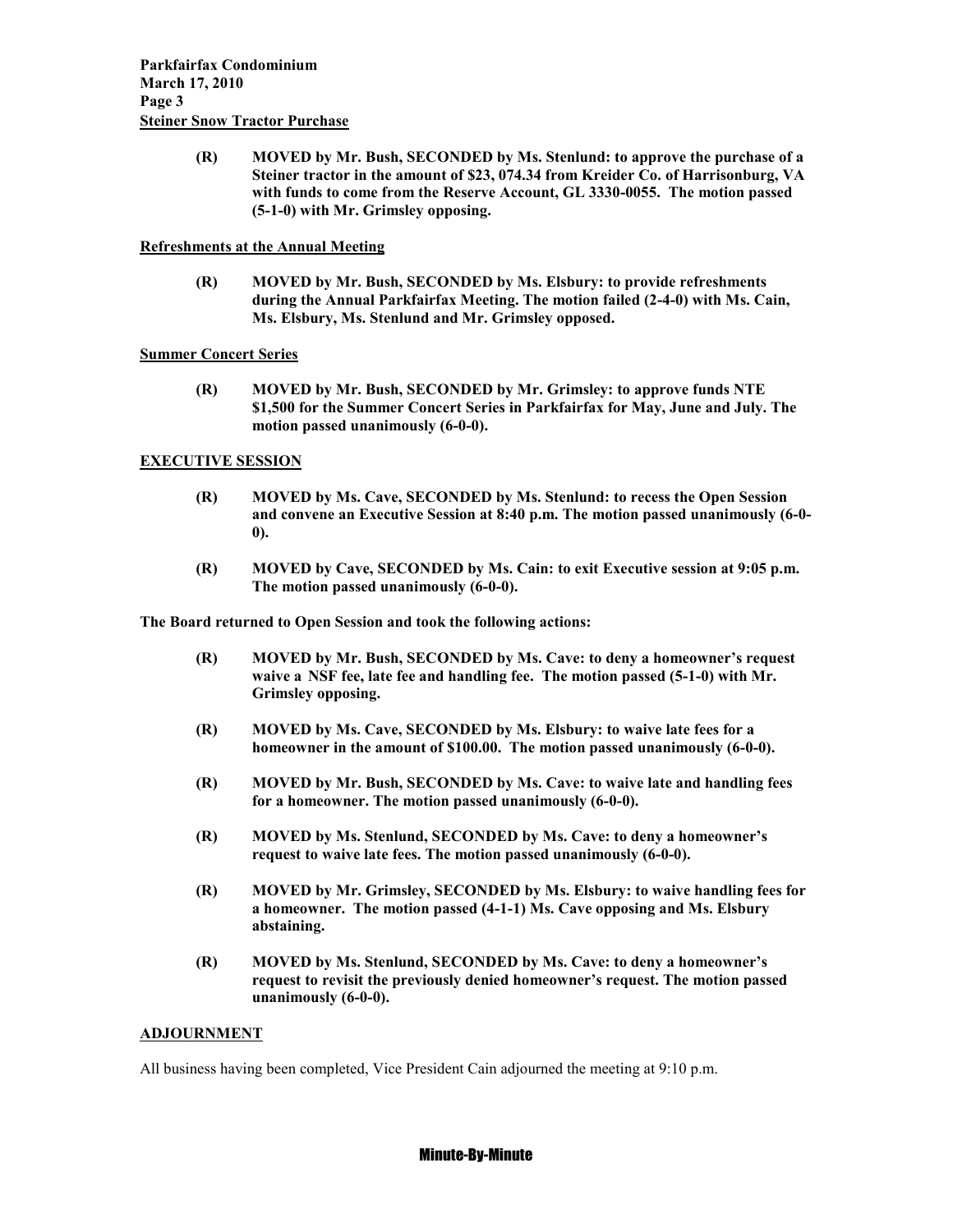**Steiner Snow Tractor Purchase**

> **(R) MOVED by Mr. Bush, SECONDED by Ms. Stenlund: to approve the purchase of a Steiner tractor in the amount of $23, 074.34 from Kreider Co. of Harrisonburg, VA with funds to come from the Reserve Account, GL 3330-0055. The motion passed (5-1-0) with Mr. Grimsley opposing.**

**Refreshments at the Annual Meeting**

> **(R) MOVED by Mr. Bush, SECONDED by Ms. Elsbury: to provide refreshments during the Annual Parkfairfax Meeting. The motion failed (2-4-0) with Ms. Cain, Ms. Elsbury, Ms. Stenlund and Mr. Grimsley opposed.**

**Summer Concert Series**

> **(R) MOVED by Mr. Bush, SECONDED by Mr. Grimsley: to approve funds NTE $1,500 for the Summer Concert Series in Parkfairfax for May, June and July. The motion passed unanimously (6-0-0).**

**EXECUTIVE SESSION**

> **(R) MOVED by Ms. Cave, SECONDED by Ms. Stenlund: to recess the Open Session and convene an Executive Session at 8:40 p.m. The motion passed unanimously (6-0-0).**

> **(R) MOVED by Cave, SECONDED by Ms. Cain: to exit Executive session at 9:05 p.m. The motion passed unanimously (6-0-0).**

**The Board returned to Open Session and took the following actions:**

> **(R) MOVED by Mr. Bush, SECONDED by Ms. Cave: to deny a homeowner's request waive a NSF fee, late fee and handling fee. The motion passed (5-1-0) with Mr. Grimsley opposing.**

> **(R) MOVED by Ms. Cave, SECONDED by Ms. Elsbury: to waive late fees for a homeowner in the amount of $100.00. The motion passed unanimously (6-0-0).**

> **(R) MOVED by Mr. Bush, SECONDED by Ms. Cave: to waive late and handling fees for a homeowner. The motion passed unanimously (6-0-0).**

> **(R) MOVED by Ms. Stenlund, SECONDED by Ms. Cave: to deny a homeowner's request to waive late fees. The motion passed unanimously (6-0-0).**

> **(R) MOVED by Mr. Grimsley, SECONDED by Ms. Elsbury: to waive handling fees for a homeowner. The motion passed (4-1-1) Ms. Cave opposing and Ms. Elsbury abstaining.**

> **(R) MOVED by Ms. Stenlund, SECONDED by Ms. Cave: to deny a homeowner's request to revisit the previously denied homeowner's request. The motion passed unanimously (6-0-0).**

**ADJOURNMENT**

All business having been completed, Vice President Cain adjourned the meeting at 9:10 p.m.

Minute-By-Minute